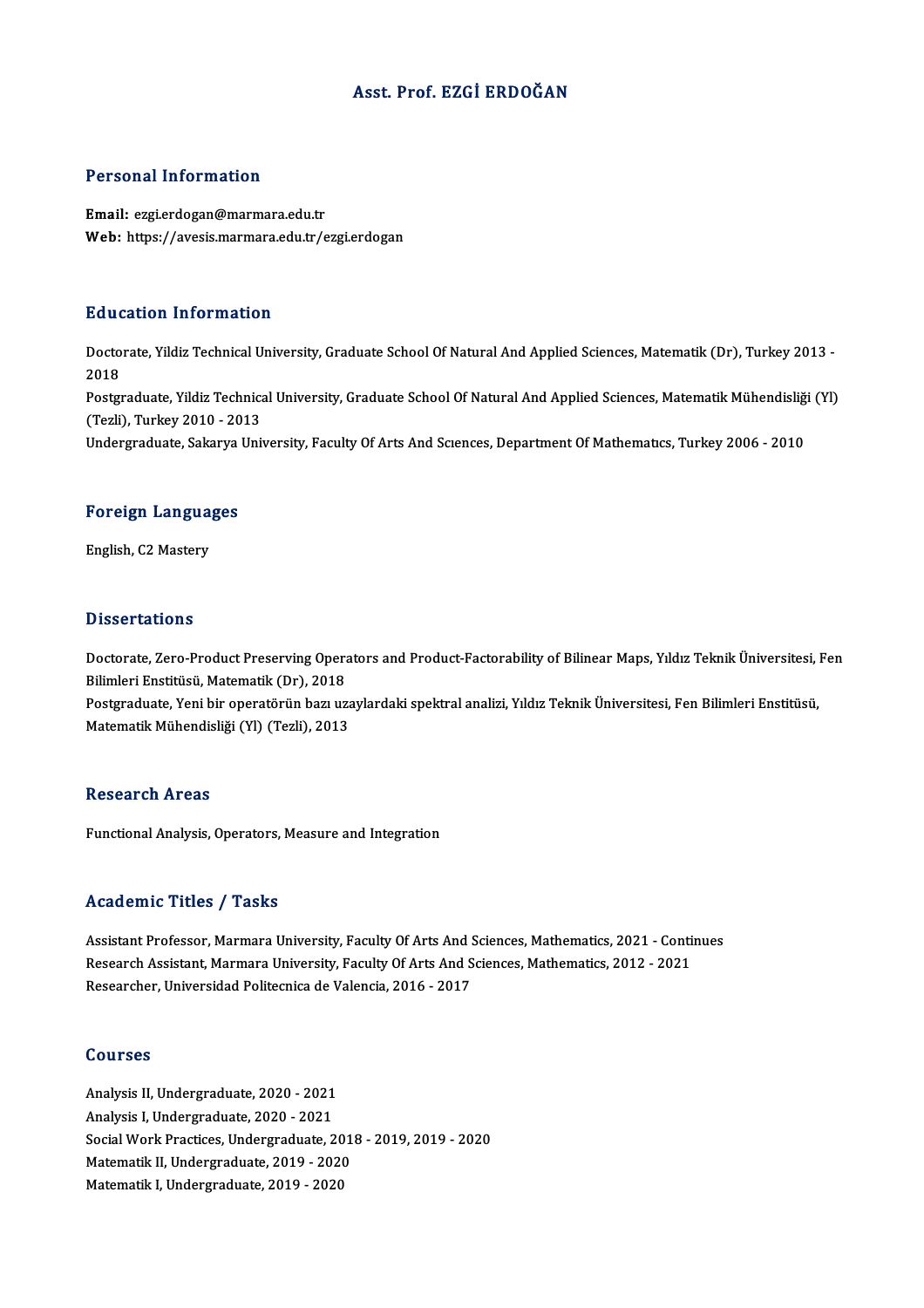# Asst. Prof. EZGİ ERDOĞAN

## Personal Information

**Email:** ezgi.erdogan@marmara.edu.tr
**Web:** https://avesis.marmara.edu.tr/ezgi.erdogan

## Education Information

Doctorate, Yildiz Technical University, Graduate School Of Natural And Applied Sciences, Matematik (Dr), Turkey 2013 - 2018
Postgraduate, Yildiz Technical University, Graduate School Of Natural And Applied Sciences, Matematik Mühendisliği (Yl) (Tezli), Turkey 2010 - 2013
Undergraduate, Sakarya University, Faculty Of Arts And Scıences, Department Of Mathematıcs, Turkey 2006 - 2010

## Foreign Languages

English, C2 Mastery

## Dissertations

Doctorate, Zero-Product Preserving Operators and Product-Factorability of Bilinear Maps, Yıldız Teknik Üniversitesi, Fen Bilimleri Enstitüsü, Matematik (Dr), 2018
Postgraduate, Yeni bir operatörün bazı uzaylardaki spektral analizi, Yıldız Teknik Üniversitesi, Fen Bilimleri Enstitüsü, Matematik Mühendisliği (Yl) (Tezli), 2013

## Research Areas

Functional Analysis, Operators, Measure and Integration

## Academic Titles / Tasks

Assistant Professor, Marmara University, Faculty Of Arts And Sciences, Mathematics, 2021 - Continues
Research Assistant, Marmara University, Faculty Of Arts And Sciences, Mathematics, 2012 - 2021
Researcher, Universidad Politecnica de Valencia, 2016 - 2017

## Courses

Analysis II, Undergraduate, 2020 - 2021
Analysis I, Undergraduate, 2020 - 2021
Social Work Practices, Undergraduate, 2018 - 2019, 2019 - 2020
Matematik II, Undergraduate, 2019 - 2020
Matematik I, Undergraduate, 2019 - 2020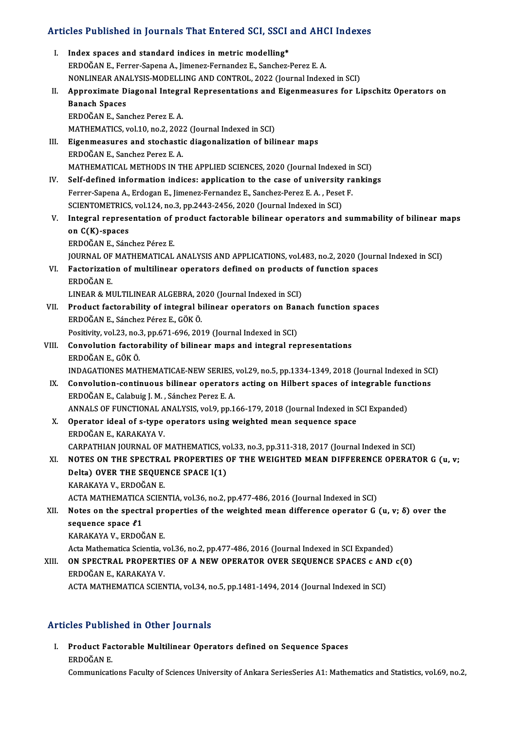## Articles Published in Journals That Entered SCI, SSCI and AHCI Indexes

I. **Index spaces and standard indices in metric modelling***
ERDOĞAN E., Ferrer-Sapena A., Jimenez-Fernandez E., Sanchez-Perez E. A.
NONLINEAR ANALYSIS-MODELLING AND CONTROL, 2022 (Journal Indexed in SCI)

II. **Approximate Diagonal Integral Representations and Eigenmeasures for Lipschitz Operators on Banach Spaces**
ERDOĞAN E., Sanchez Perez E. A.
MATHEMATICS, vol.10, no.2, 2022 (Journal Indexed in SCI)

III. **Eigenmeasures and stochastic diagonalization of bilinear maps**
ERDOĞAN E., Sanchez Perez E. A.
MATHEMATICAL METHODS IN THE APPLIED SCIENCES, 2020 (Journal Indexed in SCI)

IV. **Self-defined information indices: application to the case of university rankings**
Ferrer-Sapena A., Erdogan E., Jimenez-Fernandez E., Sanchez-Perez E. A. , Peset F.
SCIENTOMETRICS, vol.124, no.3, pp.2443-2456, 2020 (Journal Indexed in SCI)

V. **Integral representation of product factorable bilinear operators and summability of bilinear maps on C(K)-spaces**
ERDOĞAN E., Sánchez Pérez E.
JOURNAL OF MATHEMATICAL ANALYSIS AND APPLICATIONS, vol.483, no.2, 2020 (Journal Indexed in SCI)

VI. **Factorization of multilinear operators defined on products of function spaces**
ERDOĞAN E.
LINEAR & MULTILINEAR ALGEBRA, 2020 (Journal Indexed in SCI)

VII. **Product factorability of integral bilinear operators on Banach function spaces**
ERDOĞAN E., Sánchez Pérez E., GÖK Ö.
Positivity, vol.23, no.3, pp.671-696, 2019 (Journal Indexed in SCI)

VIII. **Convolution factorability of bilinear maps and integral representations**
ERDOĞAN E., GÖK Ö.
INDAGATIONES MATHEMATICAE-NEW SERIES, vol.29, no.5, pp.1334-1349, 2018 (Journal Indexed in SCI)

IX. **Convolution-continuous bilinear operators acting on Hilbert spaces of integrable functions**
ERDOĞAN E., Calabuig J. M. , Sánchez Perez E. A.
ANNALS OF FUNCTIONAL ANALYSIS, vol.9, pp.166-179, 2018 (Journal Indexed in SCI Expanded)

X. **Operator ideal of s-type operators using weighted mean sequence space**
ERDOĞAN E., KARAKAYA V.
CARPATHIAN JOURNAL OF MATHEMATICS, vol.33, no.3, pp.311-318, 2017 (Journal Indexed in SCI)

XI. **NOTES ON THE SPECTRAL PROPERTIES OF THE WEIGHTED MEAN DIFFERENCE OPERATOR G (u, v; Delta) OVER THE SEQUENCE SPACE l(1)**
KARAKAYA V., ERDOĞAN E.
ACTA MATHEMATICA SCIENTIA, vol.36, no.2, pp.477-486, 2016 (Journal Indexed in SCI)

XII. **Notes on the spectral properties of the weighted mean difference operator G (u, v; δ) over the sequence space $\ell 1$**
KARAKAYA V., ERDOĞAN E.
Acta Mathematica Scientia, vol.36, no.2, pp.477-486, 2016 (Journal Indexed in SCI Expanded)

XIII. **ON SPECTRAL PROPERTIES OF A NEW OPERATOR OVER SEQUENCE SPACES c AND c(0)**
ERDOĞAN E., KARAKAYA V.
ACTA MATHEMATICA SCIENTIA, vol.34, no.5, pp.1481-1494, 2014 (Journal Indexed in SCI)

## Articles Published in Other Journals

I. **Product Factorable Multilinear Operators defined on Sequence Spaces**
ERDOĞAN E.
Communications Faculty of Sciences University of Ankara SeriesSeries A1: Mathematics and Statistics, vol.69, no.2,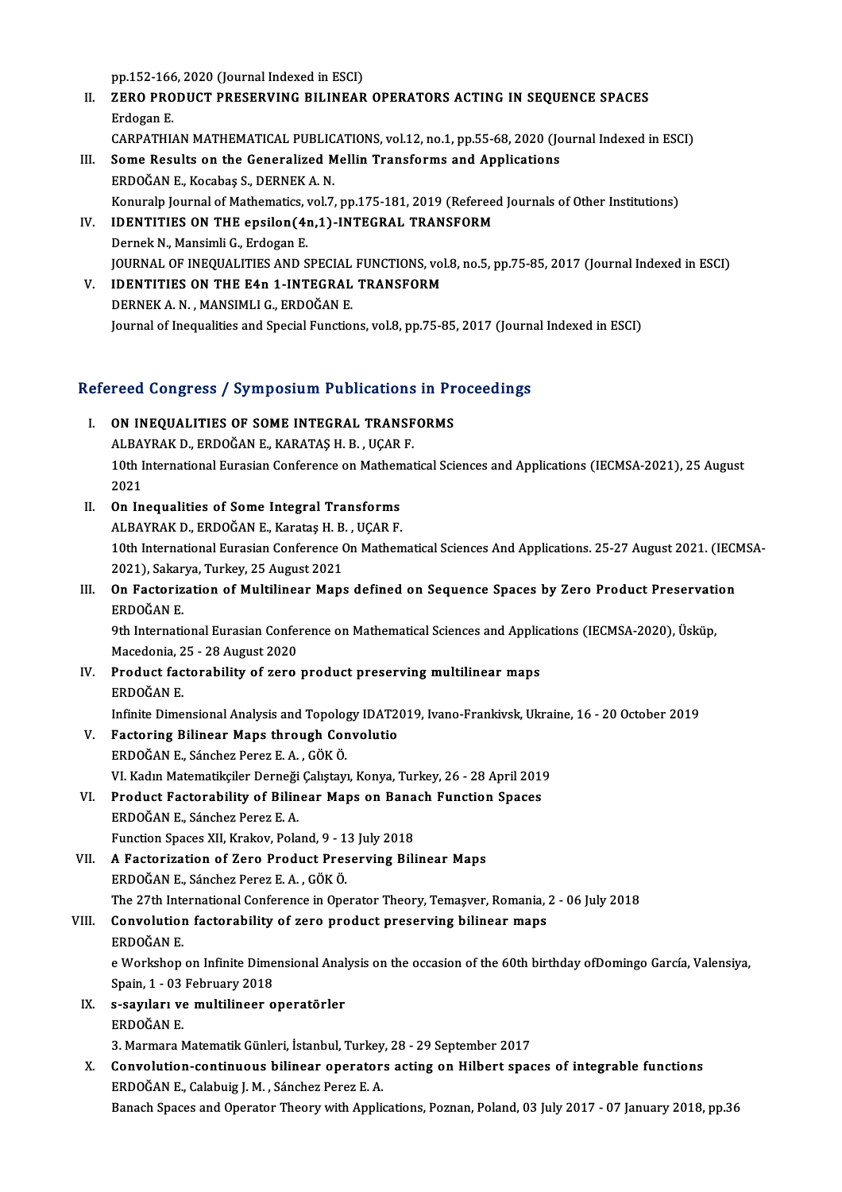pp.152-166, 2020 (Journal Indexed in ESCI)

II. **ZERO PRODUCT PRESERVING BILINEAR OPERATORS ACTING IN SEQUENCE SPACES**
Erdogan E.
CARPATHIAN MATHEMATICAL PUBLICATIONS, vol.12, no.1, pp.55-68, 2020 (Journal Indexed in ESCI)

III. **Some Results on the Generalized Mellin Transforms and Applications**
ERDOĞAN E., Kocabaş S., DERNEK A. N.
Konuralp Journal of Mathematics, vol.7, pp.175-181, 2019 (Refereed Journals of Other Institutions)

IV. **IDENTITIES ON THE epsilon(4n,1)-INTEGRAL TRANSFORM**
Dernek N., Mansimli G., Erdogan E.
JOURNAL OF INEQUALITIES AND SPECIAL FUNCTIONS, vol.8, no.5, pp.75-85, 2017 (Journal Indexed in ESCI)

V. **IDENTITIES ON THE E4n 1-INTEGRAL TRANSFORM**
DERNEK A. N. , MANSIMLI G., ERDOĞAN E.
Journal of Inequalities and Special Functions, vol.8, pp.75-85, 2017 (Journal Indexed in ESCI)

## Refereed Congress / Symposium Publications in Proceedings

I. **ON INEQUALITIES OF SOME INTEGRAL TRANSFORMS**
ALBAYRAK D., ERDOĞAN E., KARATAŞ H. B. , UÇAR F.
10th International Eurasian Conference on Mathematical Sciences and Applications (IECMSA-2021), 25 August 2021

II. **On Inequalities of Some Integral Transforms**
ALBAYRAK D., ERDOĞAN E., Karataş H. B. , UÇAR F.
10th International Eurasian Conference On Mathematical Sciences And Applications. 25-27 August 2021. (IECMSA-2021), Sakarya, Turkey, 25 August 2021

III. **On Factorization of Multilinear Maps defined on Sequence Spaces by Zero Product Preservation**
ERDOĞAN E.
9th International Eurasian Conference on Mathematical Sciences and Applications (IECMSA-2020), Üsküp, Macedonia, 25 - 28 August 2020

IV. **Product factorability of zero product preserving multilinear maps**
ERDOĞAN E.
Infinite Dimensional Analysis and Topology IDAT2019, Ivano-Frankivsk, Ukraine, 16 - 20 October 2019

V. **Factoring Bilinear Maps through Convolutio**
ERDOĞAN E., Sánchez Perez E. A. , GÖK Ö.
VI. Kadın Matematikçiler Derneği Çalıştayı, Konya, Turkey, 26 - 28 April 2019

VI. **Product Factorability of Bilinear Maps on Banach Function Spaces**
ERDOĞAN E., Sánchez Perez E. A.
Function Spaces XII, Krakov, Poland, 9 - 13 July 2018

VII. **A Factorization of Zero Product Preserving Bilinear Maps**
ERDOĞAN E., Sánchez Perez E. A. , GÖK Ö.
The 27th International Conference in Operator Theory, Temaşver, Romania, 2 - 06 July 2018

VIII. **Convolution factorability of zero product preserving bilinear maps**
ERDOĞAN E.
e Workshop on Infinite Dimensional Analysis on the occasion of the 60th birthday ofDomingo García, Valensiya, Spain, 1 - 03 February 2018

IX. **s-sayıları ve multilineer operatörler**
ERDOĞAN E.
3. Marmara Matematik Günleri, İstanbul, Turkey, 28 - 29 September 2017

X. **Convolution-continuous bilinear operators acting on Hilbert spaces of integrable functions**
ERDOĞAN E., Calabuig J. M. , Sánchez Perez E. A.
Banach Spaces and Operator Theory with Applications, Poznan, Poland, 03 July 2017 - 07 January 2018, pp.36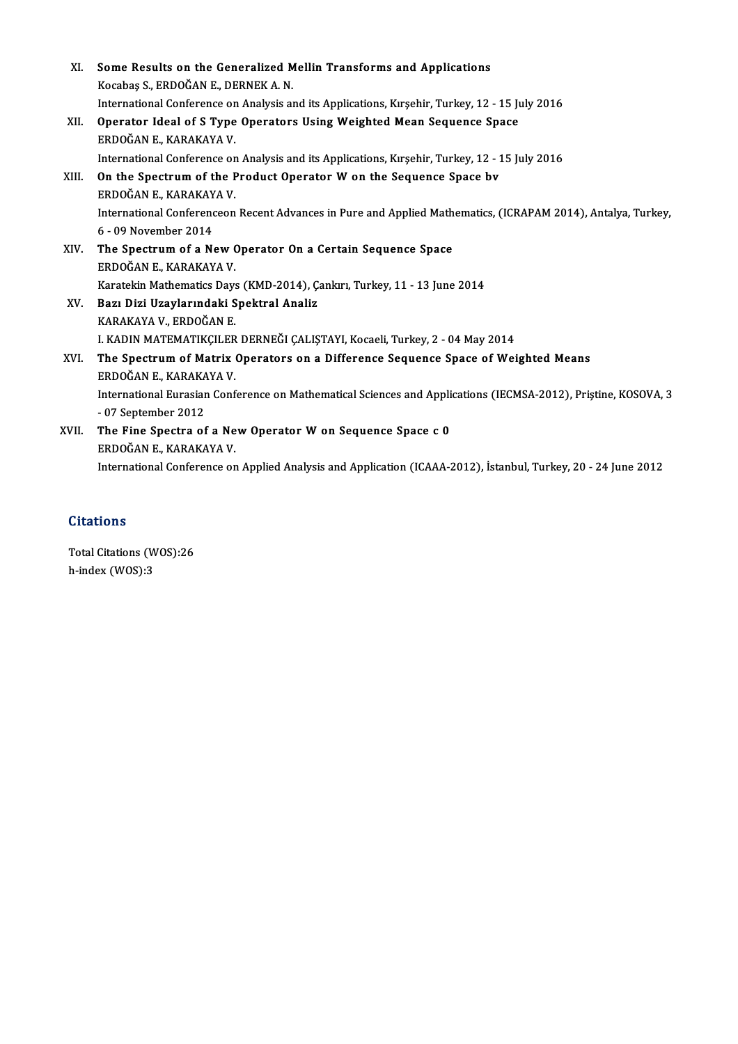XI. **Some Results on the Generalized Mellin Transforms and Applications**
Kocabaş S., ERDOĞAN E., DERNEK A. N.
International Conference on Analysis and its Applications, Kırşehir, Turkey, 12 - 15 July 2016

XII. **Operator Ideal of S Type Operators Using Weighted Mean Sequence Space**
ERDOĞAN E., KARAKAYA V.
International Conference on Analysis and its Applications, Kırşehir, Turkey, 12 - 15 July 2016

XIII. **On the Spectrum of the Product Operator W on the Sequence Space bv**
ERDOĞAN E., KARAKAYA V.
International Conferenceon Recent Advances in Pure and Applied Mathematics, (ICRAPAM 2014), Antalya, Turkey, 6 - 09 November 2014

XIV. **The Spectrum of a New Operator On a Certain Sequence Space**
ERDOĞAN E., KARAKAYA V.
Karatekin Mathematics Days (KMD-2014), Çankırı, Turkey, 11 - 13 June 2014

XV. **Bazı Dizi Uzaylarındaki Spektral Analiz**
KARAKAYA V., ERDOĞAN E.
I. KADIN MATEMATIKÇILER DERNEĞI ÇALIŞTAYI, Kocaeli, Turkey, 2 - 04 May 2014

XVI. **The Spectrum of Matrix Operators on a Difference Sequence Space of Weighted Means**
ERDOĞAN E., KARAKAYA V.
International Eurasian Conference on Mathematical Sciences and Applications (IECMSA-2012), Priştine, KOSOVA, 3 - 07 September 2012

XVII. **The Fine Spectra of a New Operator W on Sequence Space c 0**
ERDOĞAN E., KARAKAYA V.
International Conference on Applied Analysis and Application (ICAAA-2012), İstanbul, Turkey, 20 - 24 June 2012

## Citations

Total Citations (WOS):26
h-index (WOS):3